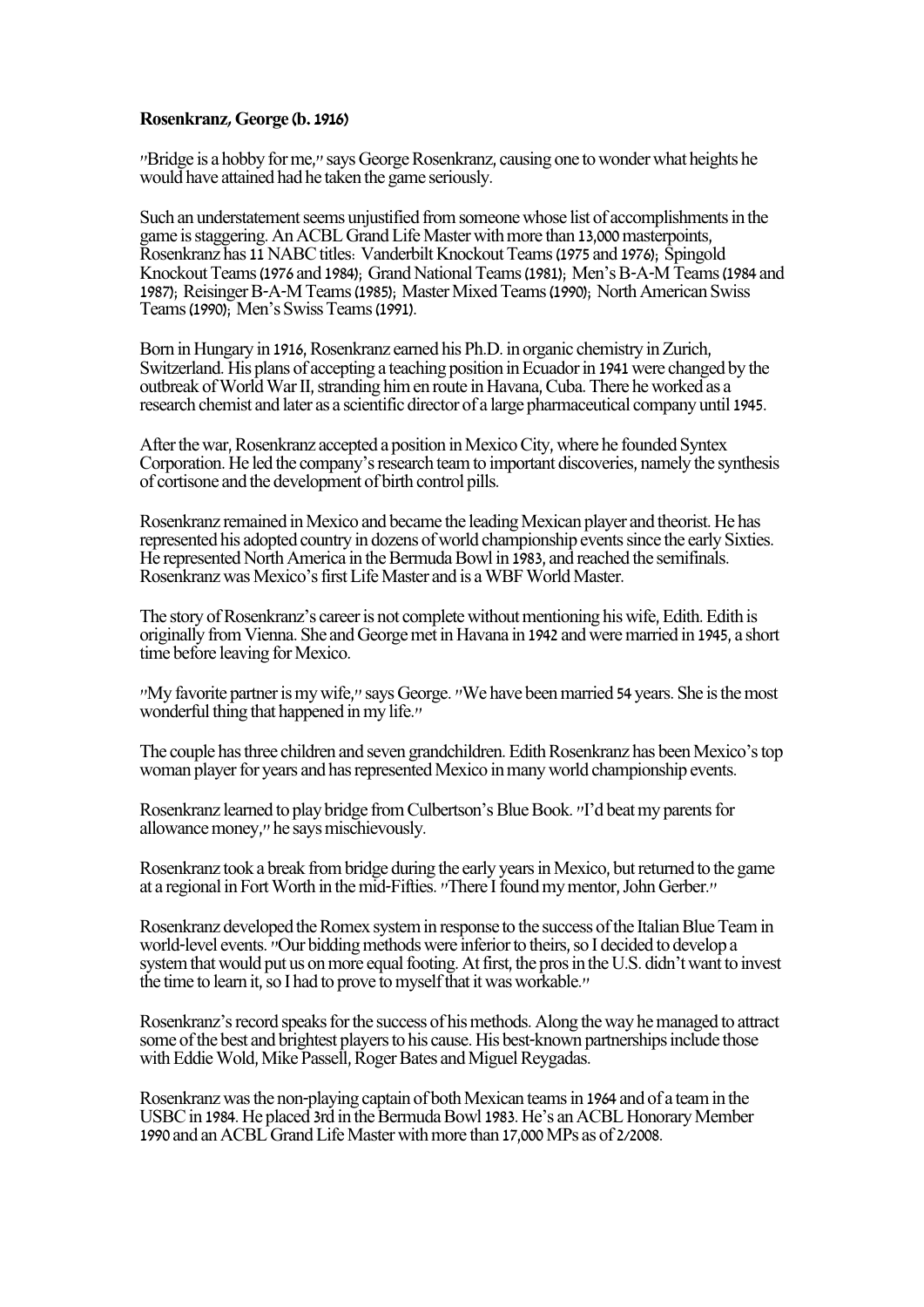**Rosenkranz, George (b. 1916)**

"Bridge is a hobby for me," says George Rosenkranz, causing one to wonder what heights he would have attained had he taken the game seriously.

Such an understatement seems unjustified from someone whose list of accomplishments in the game is staggering. An ACBL Grand Life Master with more than 13,000 masterpoints, Rosenkranz has 11 NABC titles: Vanderbilt Knockout Teams (1975 and 1976); Spingold Knockout Teams (1976 and 1984); Grand National Teams (1981); Men's B-A-M Teams (1984 and 1987); Reisinger B-A-M Teams (1985); Master Mixed Teams (1990); North American Swiss Teams (1990); Men's Swiss Teams (1991).

Born in Hungary in 1916, Rosenkranz earned his Ph.D. in organic chemistry in Zurich, Switzerland. His plans of accepting a teaching position in Ecuador in 1941 were changed by the outbreak of World War II, stranding him en route in Havana, Cuba. There he worked as a research chemist and later as a scientific director of a large pharmaceutical company until 1945.

After the war, Rosenkranz accepted a position in Mexico City, where he founded Syntex Corporation. He led the company's research team to important discoveries, namely the synthesis of cortisone and the development of birth control pills.

Rosenkranz remained in Mexico and became the leading Mexican player and theorist. He has represented his adopted country in dozens of world championship events since the early Sixties. He represented North America in the Bermuda Bowl in 1983, and reached the semifinals. Rosenkranz was Mexico's first Life Master and is a WBF World Master.

The story of Rosenkranz's career is not complete without mentioning his wife, Edith. Edith is originally from Vienna. She and George met in Havana in 1942 and were married in 1945, a short time before leaving for Mexico.

"My favorite partner is my wife," says George. "We have been married 54 years. She is the most wonderful thing that happened in my life."

The couple has three children and seven grandchildren. Edith Rosenkranz has been Mexico's top woman player for years and has represented Mexico in many world championship events.

Rosenkranz learned to play bridge from Culbertson's Blue Book. "I'd beat my parents for allowance money," he says mischievously.

Rosenkranz took a break from bridge during the early years in Mexico, but returned to the game at a regional in Fort Worth in the mid-Fifties. "There I found my mentor, John Gerber."

Rosenkranz developed the Romex system in response to the success of the Italian Blue Team in world-level events. "Our bidding methods were inferior to theirs, so I decided to develop a system that would put us on more equal footing. At first, the pros in the U.S. didn't want to invest the time to learn it, so I had to prove to myself that it was workable."

Rosenkranz's record speaks for the success of his methods. Along the way he managed to attract some of the best and brightest players to his cause. His best-known partnerships include those with Eddie Wold, Mike Passell, Roger Bates and Miguel Reygadas.

Rosenkranz was the non-playing captain of both Mexican teams in 1964 and of a team in the USBC in 1984. He placed 3rd in the Bermuda Bowl 1983. He's an ACBL Honorary Member 1990 and an ACBL Grand Life Master with more than 17,000 MPs as of 2/2008.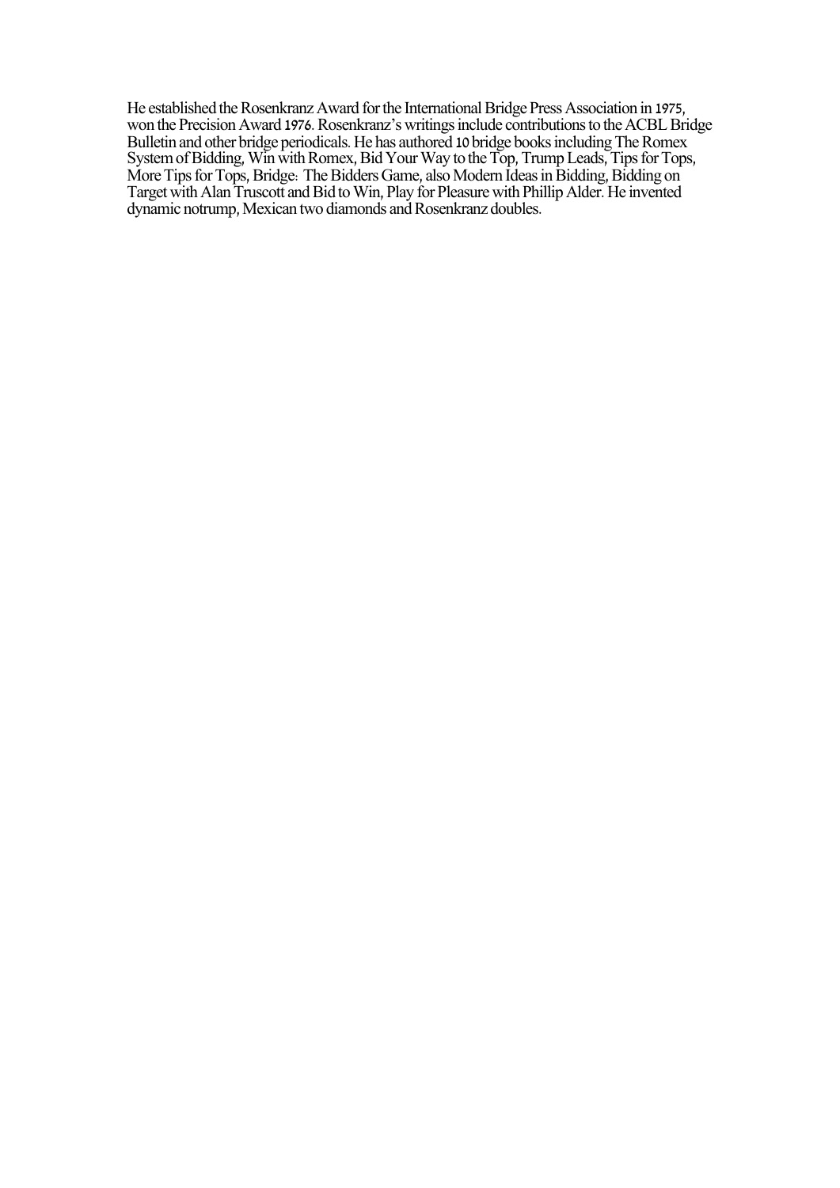He established the Rosenkranz Award for the International Bridge Press Association in 1975, won the Precision Award 1976. Rosenkranz's writings include contributions to the ACBL Bridge Bulletin and other bridge periodicals. He has authored 10 bridge books including The Romex System of Bidding, Win with Romex, Bid Your Way to the Top, Trump Leads, Tips for Tops, More Tips for Tops, Bridge: The Bidders Game, also Modern Ideas in Bidding, Bidding on Target with Alan Truscott and Bid to Win, Play for Pleasure with Phillip Alder. He invented dynamic notrump, Mexican two diamonds and Rosenkranz doubles.